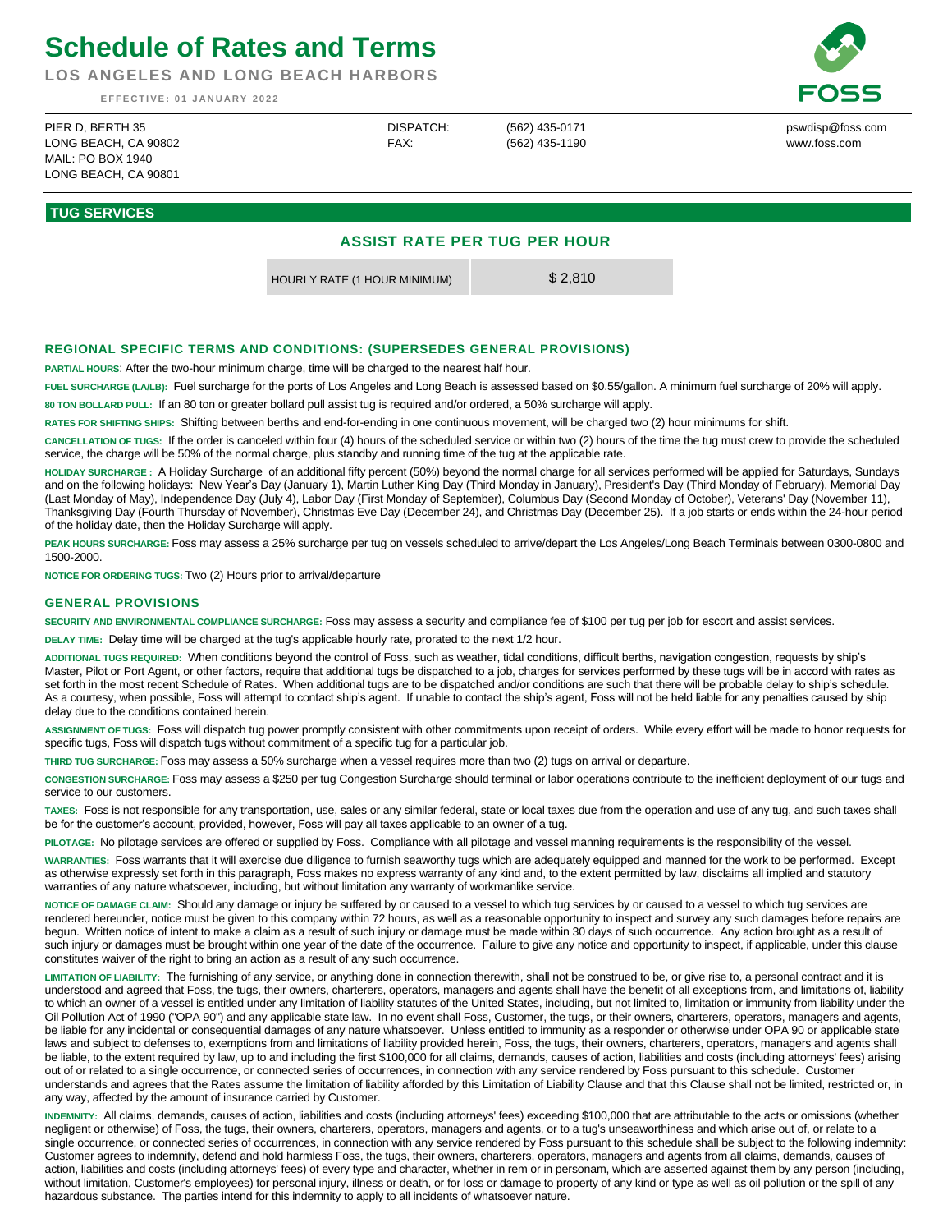# Schedule of Rates and Terms

**LOS ANGELES AND LONG BEACH HARBORS**

EFFECTIVE: 01 JANUARY 2022

FOSS

PIER D, BERTH 35
LONG BEACH, CA 90802
MAIL: PO BOX 1940
LONG BEACH, CA 90801

DISPATCH: (562) 435-0171
FAX: (562) 435-1190

pswdisp@foss.com
www.foss.com

## TUG SERVICES

### ASSIST RATE PER TUG PER HOUR

| HOURLY RATE (1 HOUR MINIMUM) | $ 2,810 |
|---|---|

### REGIONAL SPECIFIC TERMS AND CONDITIONS: (SUPERSEDES GENERAL PROVISIONS)

**PARTIAL HOURS:** After the two-hour minimum charge, time will be charged to the nearest half hour.

**FUEL SURCHARGE (LA/LB):** Fuel surcharge for the ports of Los Angeles and Long Beach is assessed based on $0.55/gallon. A minimum fuel surcharge of 20% will apply.

**80 TON BOLLARD PULL:** If an 80 ton or greater bollard pull assist tug is required and/or ordered, a 50% surcharge will apply.

**RATES FOR SHIFTING SHIPS:** Shifting between berths and end-for-ending in one continuous movement, will be charged two (2) hour minimums for shift.

**CANCELLATION OF TUGS:** If the order is canceled within four (4) hours of the scheduled service or within two (2) hours of the time the tug must crew to provide the scheduled service, the charge will be 50% of the normal charge, plus standby and running time of the tug at the applicable rate.

**HOLIDAY SURCHARGE :** A Holiday Surcharge of an additional fifty percent (50%) beyond the normal charge for all services performed will be applied for Saturdays, Sundays and on the following holidays: New Year's Day (January 1), Martin Luther King Day (Third Monday in January), President's Day (Third Monday of February), Memorial Day (Last Monday of May), Independence Day (July 4), Labor Day (First Monday of September), Columbus Day (Second Monday of October), Veterans' Day (November 11), Thanksgiving Day (Fourth Thursday of November), Christmas Eve Day (December 24), and Christmas Day (December 25). If a job starts or ends within the 24-hour period of the holiday date, then the Holiday Surcharge will apply.

**PEAK HOURS SURCHARGE:** Foss may assess a 25% surcharge per tug on vessels scheduled to arrive/depart the Los Angeles/Long Beach Terminals between 0300-0800 and 1500-2000.

**NOTICE FOR ORDERING TUGS:** Two (2) Hours prior to arrival/departure

### GENERAL PROVISIONS

**SECURITY AND ENVIRONMENTAL COMPLIANCE SURCHARGE:** Foss may assess a security and compliance fee of $100 per tug per job for escort and assist services.

**DELAY TIME:** Delay time will be charged at the tug's applicable hourly rate, prorated to the next 1/2 hour.

**ADDITIONAL TUGS REQUIRED:** When conditions beyond the control of Foss, such as weather, tidal conditions, difficult berths, navigation congestion, requests by ship's Master, Pilot or Port Agent, or other factors, require that additional tugs be dispatched to a job, charges for services performed by these tugs will be in accord with rates as set forth in the most recent Schedule of Rates. When additional tugs are to be dispatched and/or conditions are such that there will be probable delay to ship's schedule. As a courtesy, when possible, Foss will attempt to contact ship's agent. If unable to contact the ship's agent, Foss will not be held liable for any penalties caused by ship delay due to the conditions contained herein.

**ASSIGNMENT OF TUGS:** Foss will dispatch tug power promptly consistent with other commitments upon receipt of orders. While every effort will be made to honor requests for specific tugs, Foss will dispatch tugs without commitment of a specific tug for a particular job.

**THIRD TUG SURCHARGE:** Foss may assess a 50% surcharge when a vessel requires more than two (2) tugs on arrival or departure.

**CONGESTION SURCHARGE:** Foss may assess a $250 per tug Congestion Surcharge should terminal or labor operations contribute to the inefficient deployment of our tugs and service to our customers.

**TAXES:** Foss is not responsible for any transportation, use, sales or any similar federal, state or local taxes due from the operation and use of any tug, and such taxes shall be for the customer's account, provided, however, Foss will pay all taxes applicable to an owner of a tug.

**PILOTAGE:** No pilotage services are offered or supplied by Foss. Compliance with all pilotage and vessel manning requirements is the responsibility of the vessel.

**WARRANTIES:** Foss warrants that it will exercise due diligence to furnish seaworthy tugs which are adequately equipped and manned for the work to be performed. Except as otherwise expressly set forth in this paragraph, Foss makes no express warranty of any kind and, to the extent permitted by law, disclaims all implied and statutory warranties of any nature whatsoever, including, but without limitation any warranty of workmanlike service.

**NOTICE OF DAMAGE CLAIM:** Should any damage or injury be suffered by or caused to a vessel to which tug services by or caused to a vessel to which tug services are rendered hereunder, notice must be given to this company within 72 hours, as well as a reasonable opportunity to inspect and survey any such damages before repairs are begun. Written notice of intent to make a claim as a result of such injury or damage must be made within 30 days of such occurrence. Any action brought as a result of such injury or damages must be brought within one year of the date of the occurrence. Failure to give any notice and opportunity to inspect, if applicable, under this clause constitutes waiver of the right to bring an action as a result of any such occurrence.

**LIMITATION OF LIABILITY:** The furnishing of any service, or anything done in connection therewith, shall not be construed to be, or give rise to, a personal contract and it is understood and agreed that Foss, the tugs, their owners, charterers, operators, managers and agents shall have the benefit of all exceptions from, and limitations of, liability to which an owner of a vessel is entitled under any limitation of liability statutes of the United States, including, but not limited to, limitation or immunity from liability under the Oil Pollution Act of 1990 ("OPA 90") and any applicable state law. In no event shall Foss, Customer, the tugs, or their owners, charterers, operators, managers and agents, be liable for any incidental or consequential damages of any nature whatsoever. Unless entitled to immunity as a responder or otherwise under OPA 90 or applicable state laws and subject to defenses to, exemptions from and limitations of liability provided herein, Foss, the tugs, their owners, charterers, operators, managers and agents shall be liable, to the extent required by law, up to and including the first $100,000 for all claims, demands, causes of action, liabilities and costs (including attorneys' fees) arising out of or related to a single occurrence, or connected series of occurrences, in connection with any service rendered by Foss pursuant to this schedule. Customer understands and agrees that the Rates assume the limitation of liability afforded by this Limitation of Liability Clause and that this Clause shall not be limited, restricted or, in any way, affected by the amount of insurance carried by Customer.

**INDEMNITY:** All claims, demands, causes of action, liabilities and costs (including attorneys' fees) exceeding $100,000 that are attributable to the acts or omissions (whether negligent or otherwise) of Foss, the tugs, their owners, charterers, operators, managers and agents, or to a tug's unseaworthiness and which arise out of, or relate to a single occurrence, or connected series of occurrences, in connection with any service rendered by Foss pursuant to this schedule shall be subject to the following indemnity: Customer agrees to indemnify, defend and hold harmless Foss, the tugs, their owners, charterers, operators, managers and agents from all claims, demands, causes of action, liabilities and costs (including attorneys' fees) of every type and character, whether in rem or in personam, which are asserted against them by any person (including, without limitation, Customer's employees) for personal injury, illness or death, or for loss or damage to property of any kind or type as well as oil pollution or the spill of any hazardous substance. The parties intend for this indemnity to apply to all incidents of whatsoever nature.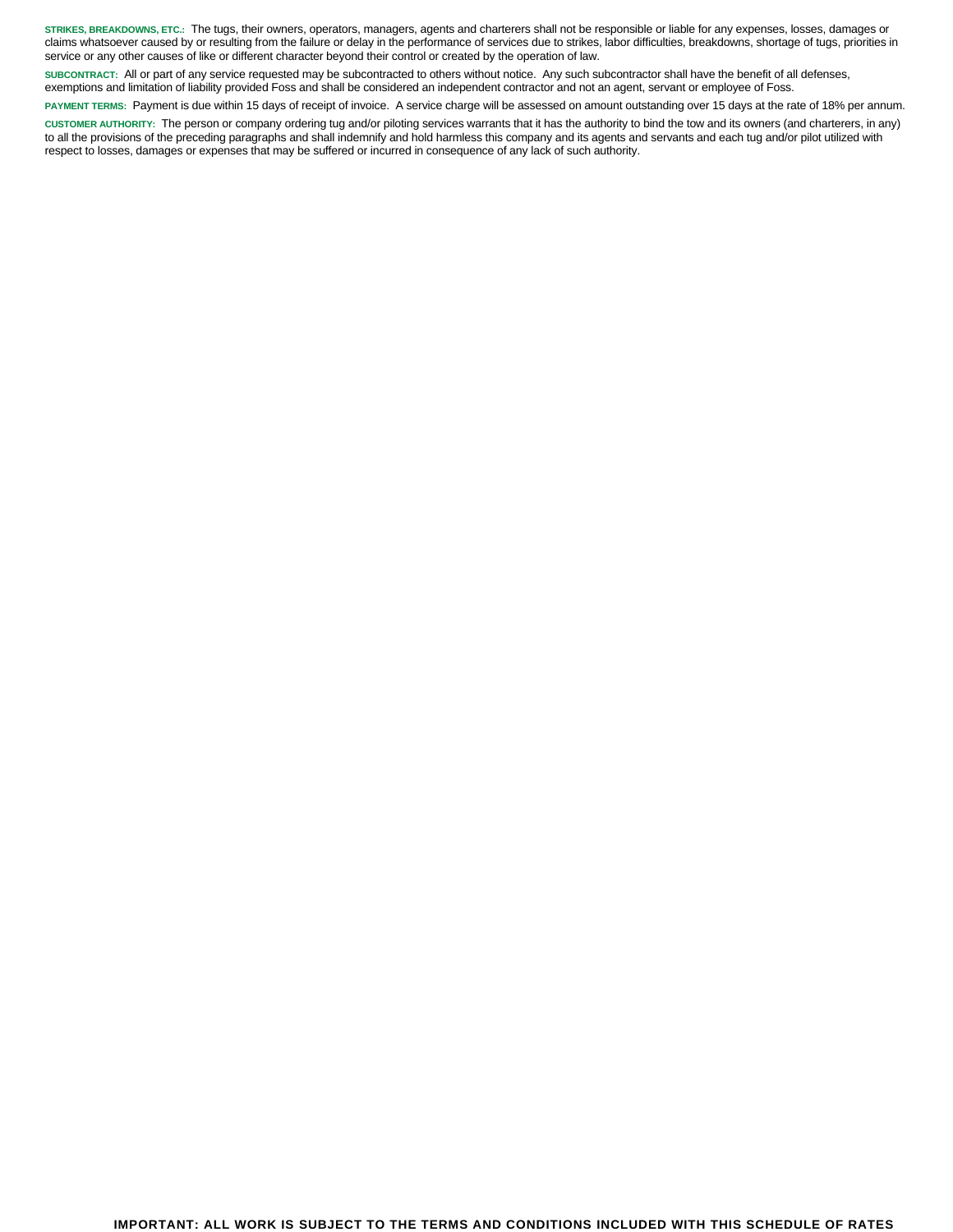**STRIKES, BREAKDOWNS, ETC.:** The tugs, their owners, operators, managers, agents and charterers shall not be responsible or liable for any expenses, losses, damages or claims whatsoever caused by or resulting from the failure or delay in the performance of services due to strikes, labor difficulties, breakdowns, shortage of tugs, priorities in service or any other causes of like or different character beyond their control or created by the operation of law.

**SUBCONTRACT:** All or part of any service requested may be subcontracted to others without notice. Any such subcontractor shall have the benefit of all defenses, exemptions and limitation of liability provided Foss and shall be considered an independent contractor and not an agent, servant or employee of Foss.

**PAYMENT TERMS:** Payment is due within 15 days of receipt of invoice. A service charge will be assessed on amount outstanding over 15 days at the rate of 18% per annum.

**CUSTOMER AUTHORITY:** The person or company ordering tug and/or piloting services warrants that it has the authority to bind the tow and its owners (and charterers, in any) to all the provisions of the preceding paragraphs and shall indemnify and hold harmless this company and its agents and servants and each tug and/or pilot utilized with respect to losses, damages or expenses that may be suffered or incurred in consequence of any lack of such authority.

**IMPORTANT: ALL WORK IS SUBJECT TO THE TERMS AND CONDITIONS INCLUDED WITH THIS SCHEDULE OF RATES**